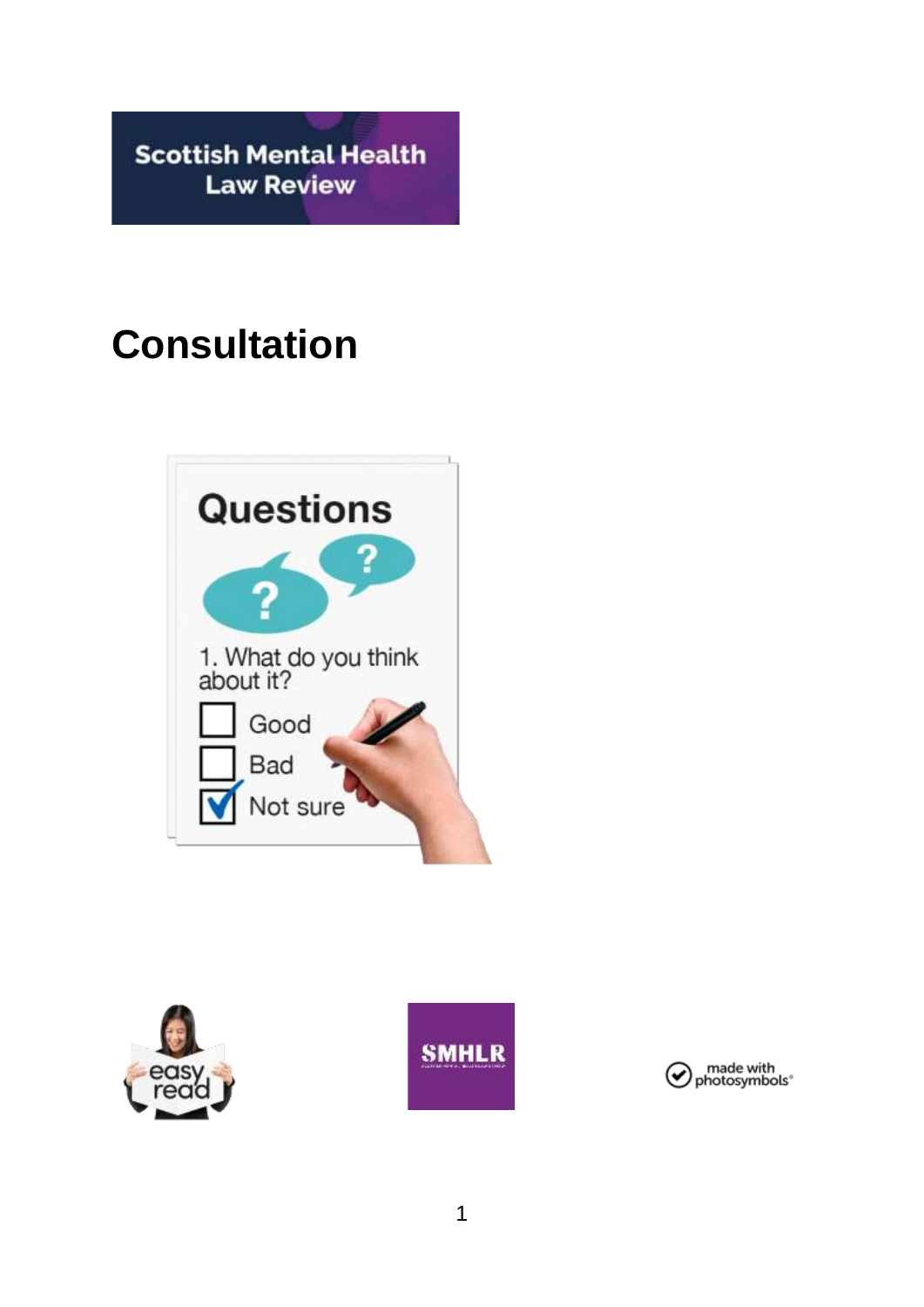Scottish Mental Health Law Review

# Consultation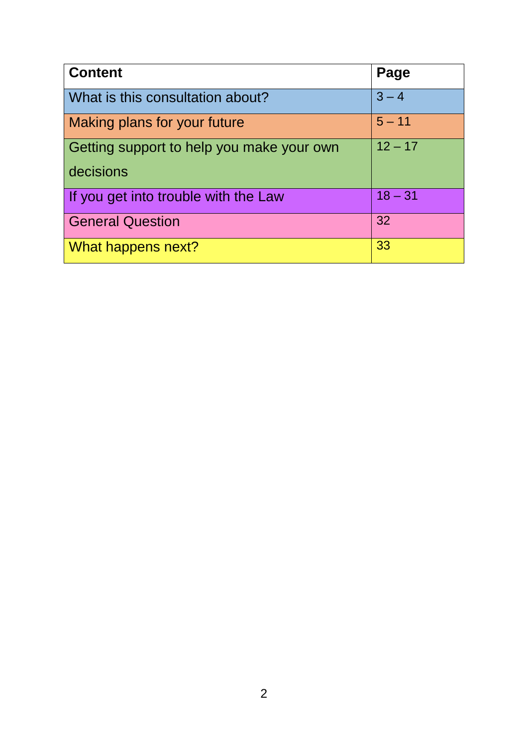| **Content** | **Page** |
| --- | --- |
| What is this consultation about? | 3 – 4 |
| Making plans for your future | 5 – 11 |
| Getting support to help you make your own decisions | 12 – 17 |
| If you get into trouble with the Law | 18 – 31 |
| General Question | 32 |
| What happens next? | 33 |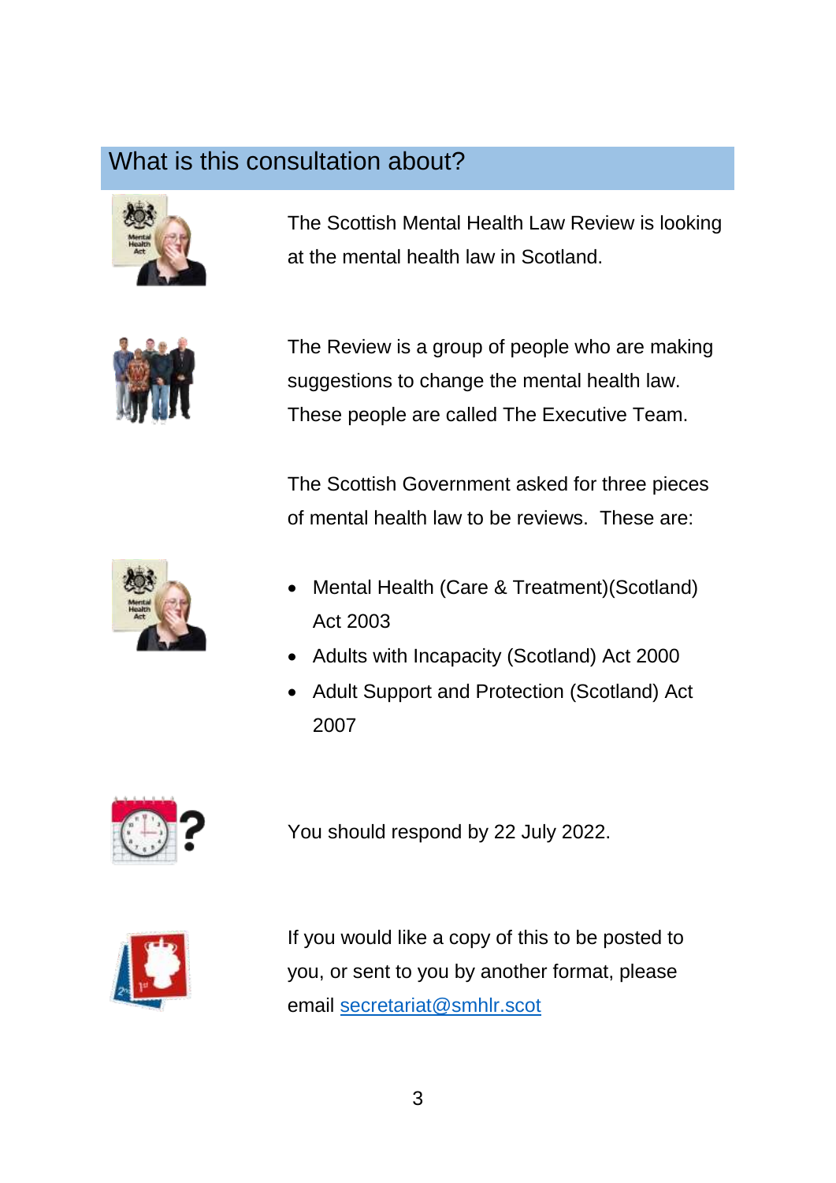## What is this consultation about?

The Scottish Mental Health Law Review is looking at the mental health law in Scotland.

The Review is a group of people who are making suggestions to change the mental health law. These people are called The Executive Team.

The Scottish Government asked for three pieces of mental health law to be reviews. These are:

- Mental Health (Care & Treatment)(Scotland) Act 2003
- Adults with Incapacity (Scotland) Act 2000
- Adult Support and Protection (Scotland) Act 2007

You should respond by 22 July 2022.

If you would like a copy of this to be posted to you, or sent to you by another format, please email [secretariat@smhlr.scot](mailto:secretariat@smhlr.scot)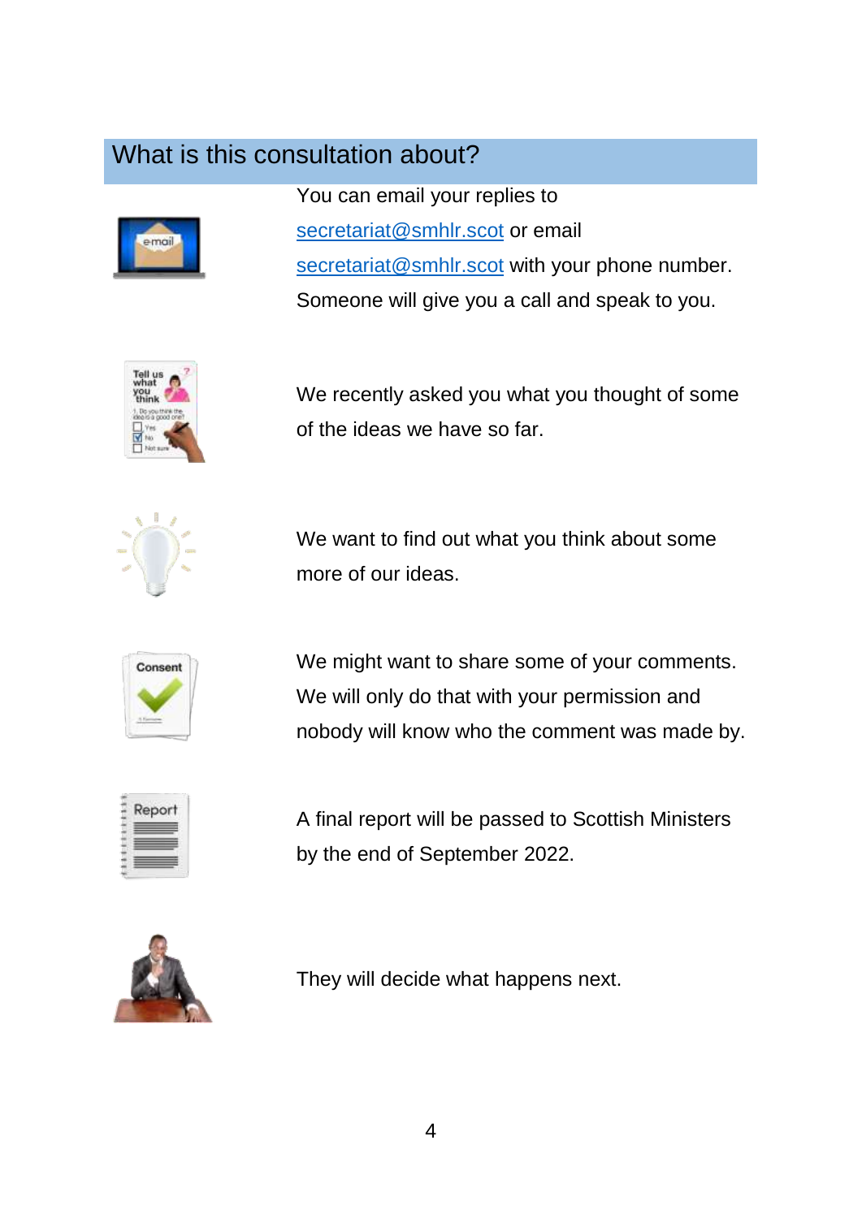## What is this consultation about?

You can email your replies to [secretariat@smhlr.scot](mailto:secretariat@smhlr.scot) or email [secretariat@smhlr.scot](mailto:secretariat@smhlr.scot) with your phone number. Someone will give you a call and speak to you.

We recently asked you what you thought of some of the ideas we have so far.

We want to find out what you think about some more of our ideas.

We might want to share some of your comments. We will only do that with your permission and nobody will know who the comment was made by.

A final report will be passed to Scottish Ministers by the end of September 2022.

They will decide what happens next.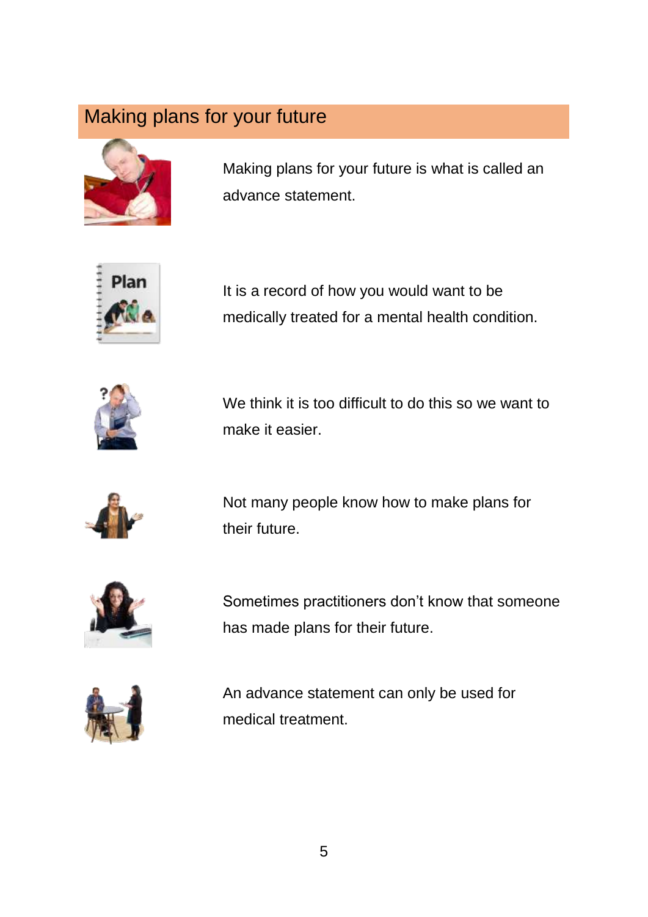## Making plans for your future

Making plans for your future is what is called an advance statement.

It is a record of how you would want to be medically treated for a mental health condition.

We think it is too difficult to do this so we want to make it easier.

Not many people know how to make plans for their future.

Sometimes practitioners don't know that someone has made plans for their future.

An advance statement can only be used for medical treatment.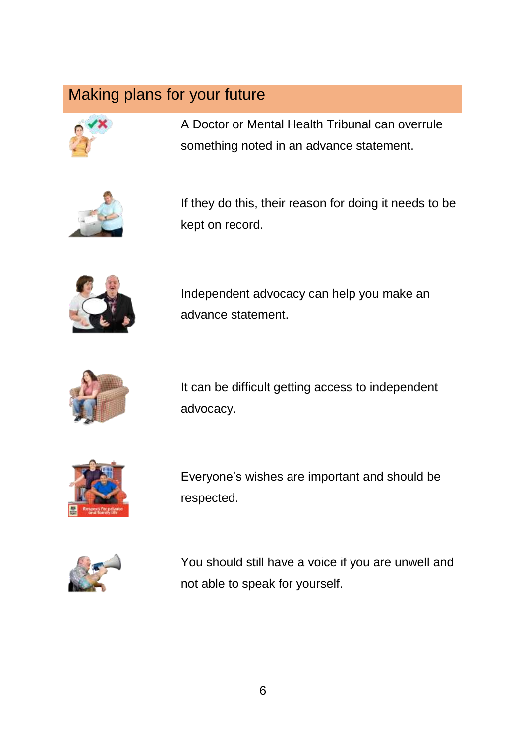## Making plans for your future

A Doctor or Mental Health Tribunal can overrule something noted in an advance statement.

If they do this, their reason for doing it needs to be kept on record.

Independent advocacy can help you make an advance statement.

It can be difficult getting access to independent advocacy.

Everyone's wishes are important and should be respected.

You should still have a voice if you are unwell and not able to speak for yourself.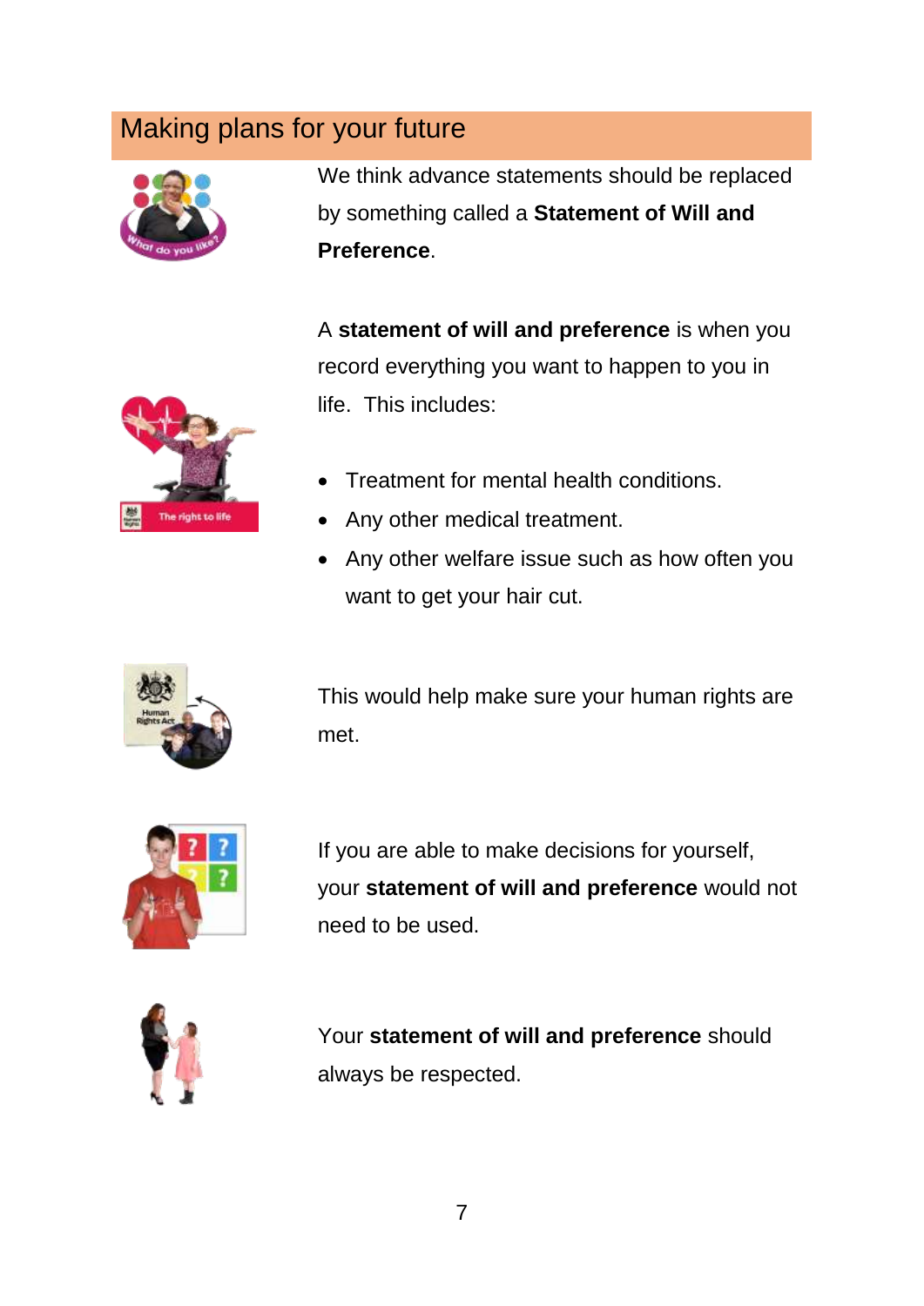## Making plans for your future

We think advance statements should be replaced by something called a **Statement of Will and Preference**.

A **statement of will and preference** is when you record everything you want to happen to you in life. This includes:

- Treatment for mental health conditions.
- Any other medical treatment.
- Any other welfare issue such as how often you want to get your hair cut.

This would help make sure your human rights are met.

If you are able to make decisions for yourself, your **statement of will and preference** would not need to be used.

Your **statement of will and preference** should always be respected.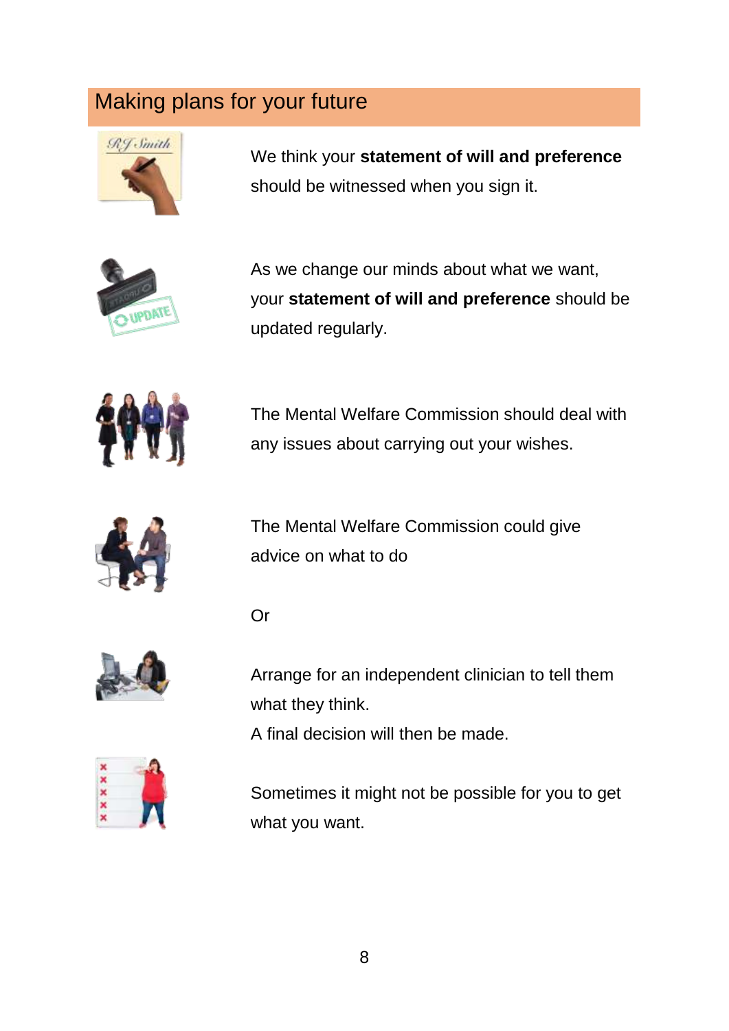## Making plans for your future

We think your **statement of will and preference** should be witnessed when you sign it.

As we change our minds about what we want, your **statement of will and preference** should be updated regularly.

The Mental Welfare Commission should deal with any issues about carrying out your wishes.

The Mental Welfare Commission could give advice on what to do

Or

Arrange for an independent clinician to tell them what they think.
A final decision will then be made.

Sometimes it might not be possible for you to get what you want.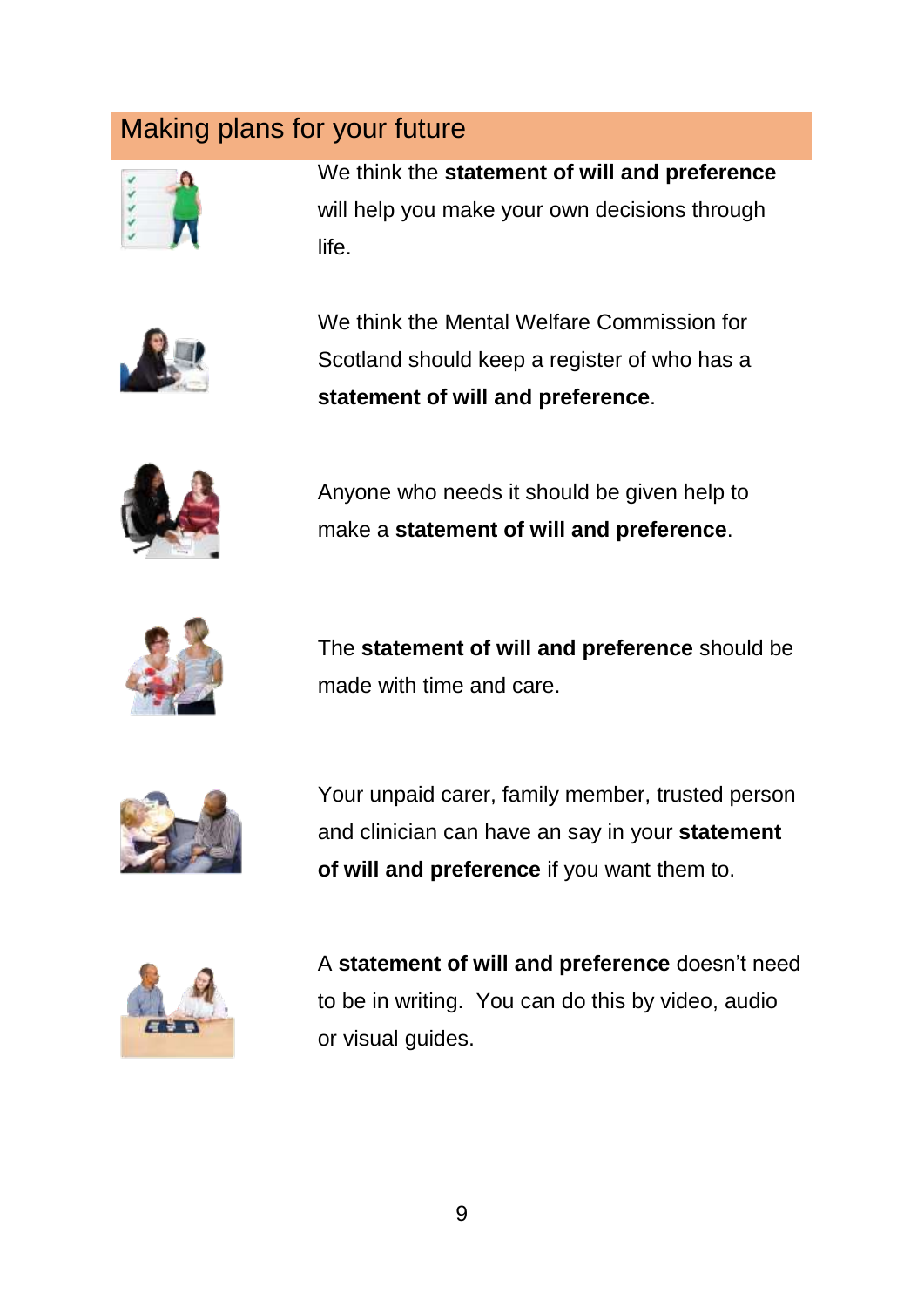## Making plans for your future

We think the **statement of will and preference** will help you make your own decisions through life.

We think the Mental Welfare Commission for Scotland should keep a register of who has a **statement of will and preference**.

Anyone who needs it should be given help to make a **statement of will and preference**.

The **statement of will and preference** should be made with time and care.

Your unpaid carer, family member, trusted person and clinician can have an say in your **statement of will and preference** if you want them to.

A **statement of will and preference** doesn't need to be in writing. You can do this by video, audio or visual guides.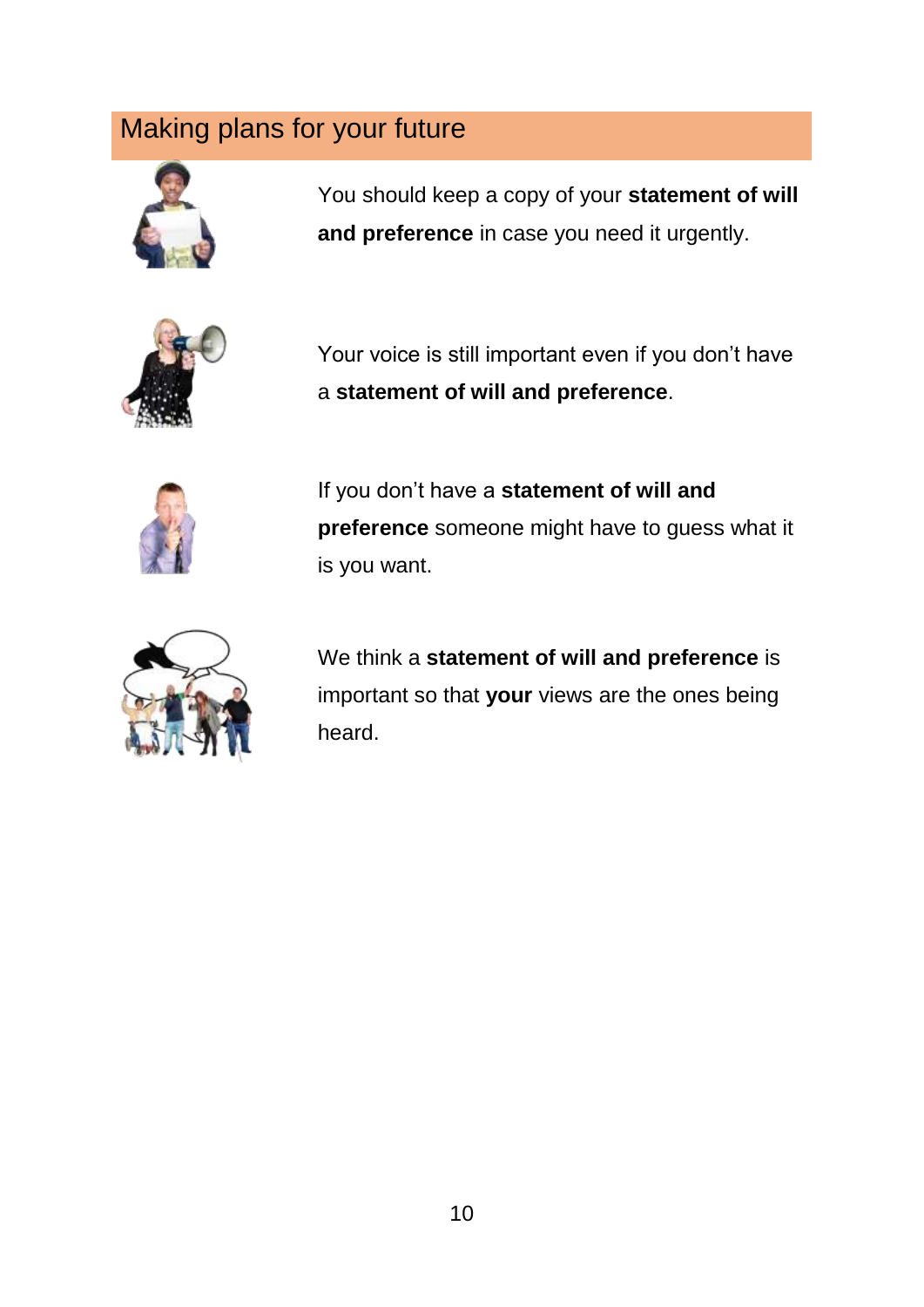## Making plans for your future

You should keep a copy of your **statement of will and preference** in case you need it urgently.

Your voice is still important even if you don't have a **statement of will and preference**.

If you don't have a **statement of will and preference** someone might have to guess what it is you want.

We think a **statement of will and preference** is important so that **your** views are the ones being heard.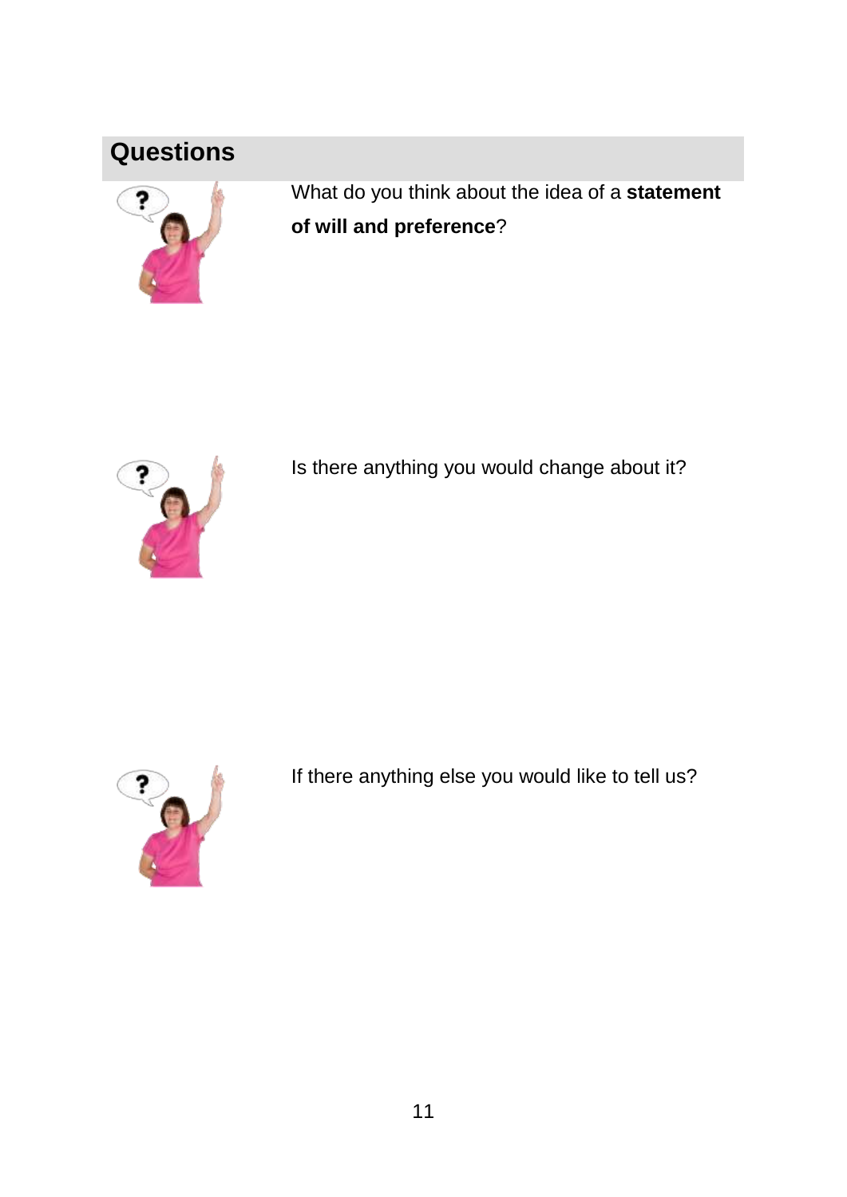## Questions

What do you think about the idea of a **statement of will and preference**?

Is there anything you would change about it?

If there anything else you would like to tell us?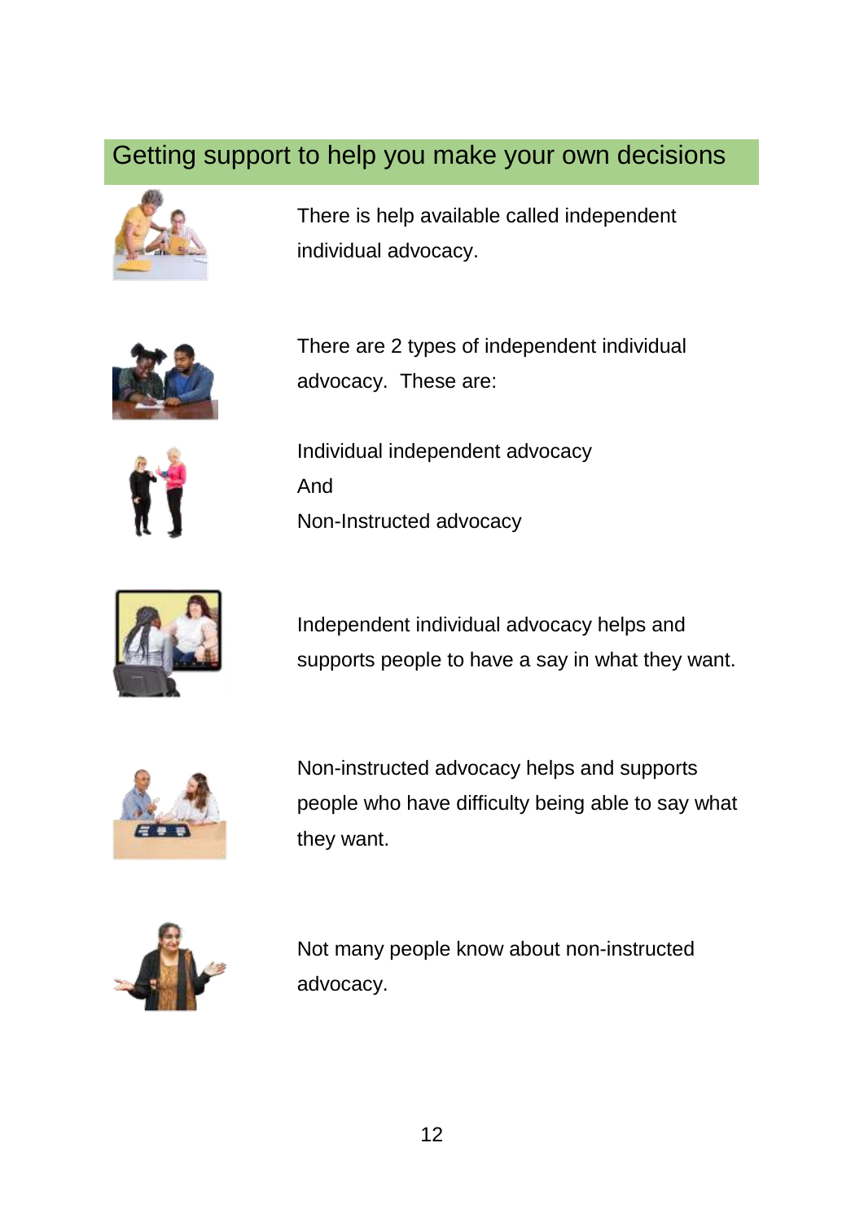## Getting support to help you make your own decisions

There is help available called independent individual advocacy.

There are 2 types of independent individual advocacy. These are:

Individual independent advocacy

And

Non-Instructed advocacy

Independent individual advocacy helps and supports people to have a say in what they want.

Non-instructed advocacy helps and supports people who have difficulty being able to say what they want.

Not many people know about non-instructed advocacy.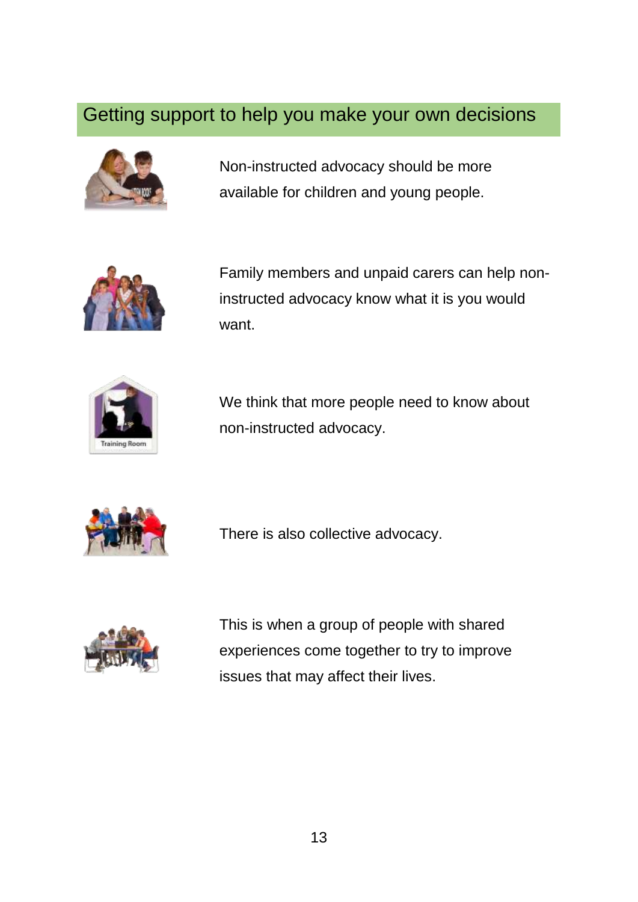## Getting support to help you make your own decisions

Non-instructed advocacy should be more available for children and young people.

Family members and unpaid carers can help non-instructed advocacy know what it is you would want.

We think that more people need to know about non-instructed advocacy.

There is also collective advocacy.

This is when a group of people with shared experiences come together to try to improve issues that may affect their lives.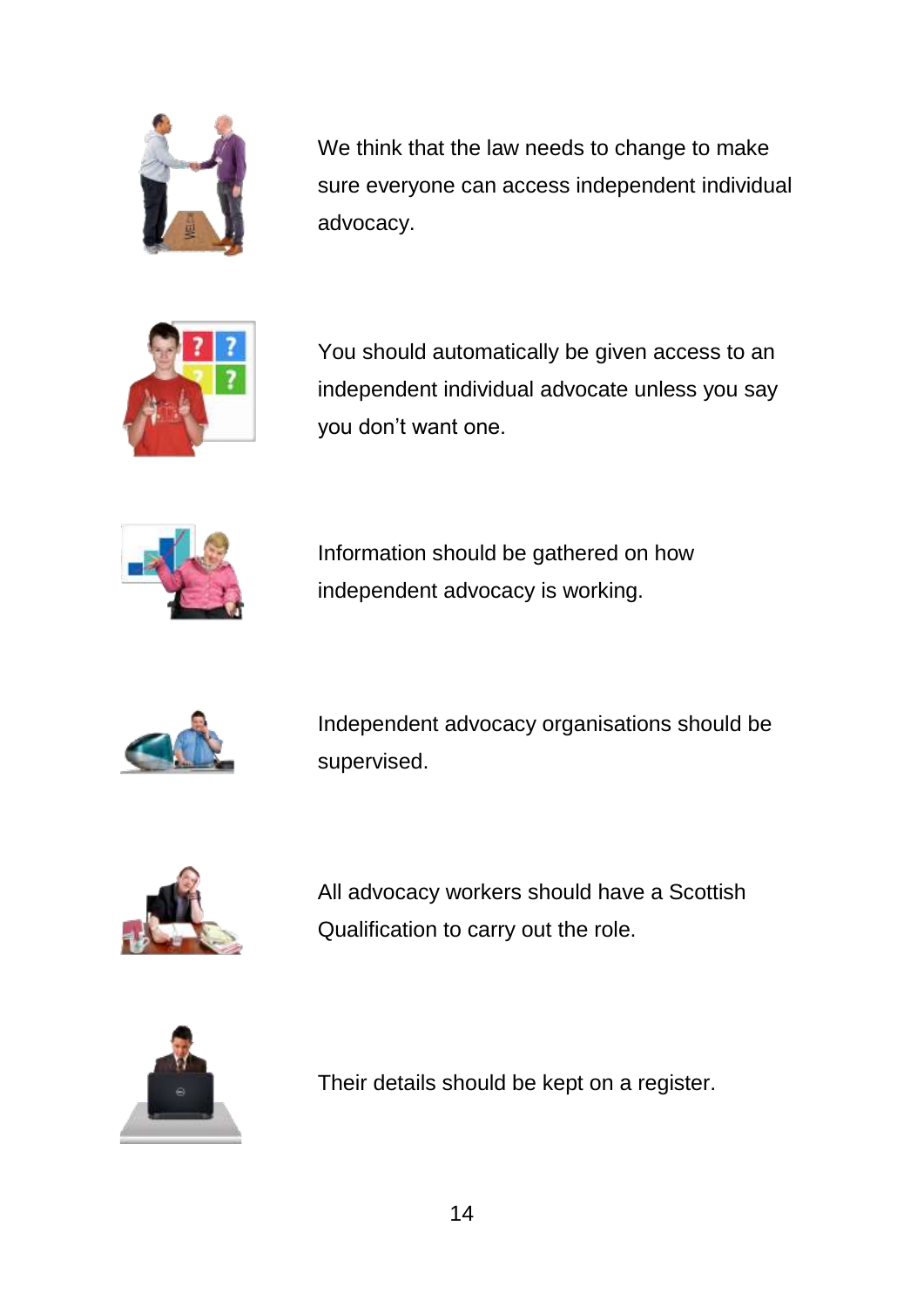We think that the law needs to change to make sure everyone can access independent individual advocacy.

You should automatically be given access to an independent individual advocate unless you say you don’t want one.

Information should be gathered on how independent advocacy is working.

Independent advocacy organisations should be supervised.

All advocacy workers should have a Scottish Qualification to carry out the role.

Their details should be kept on a register.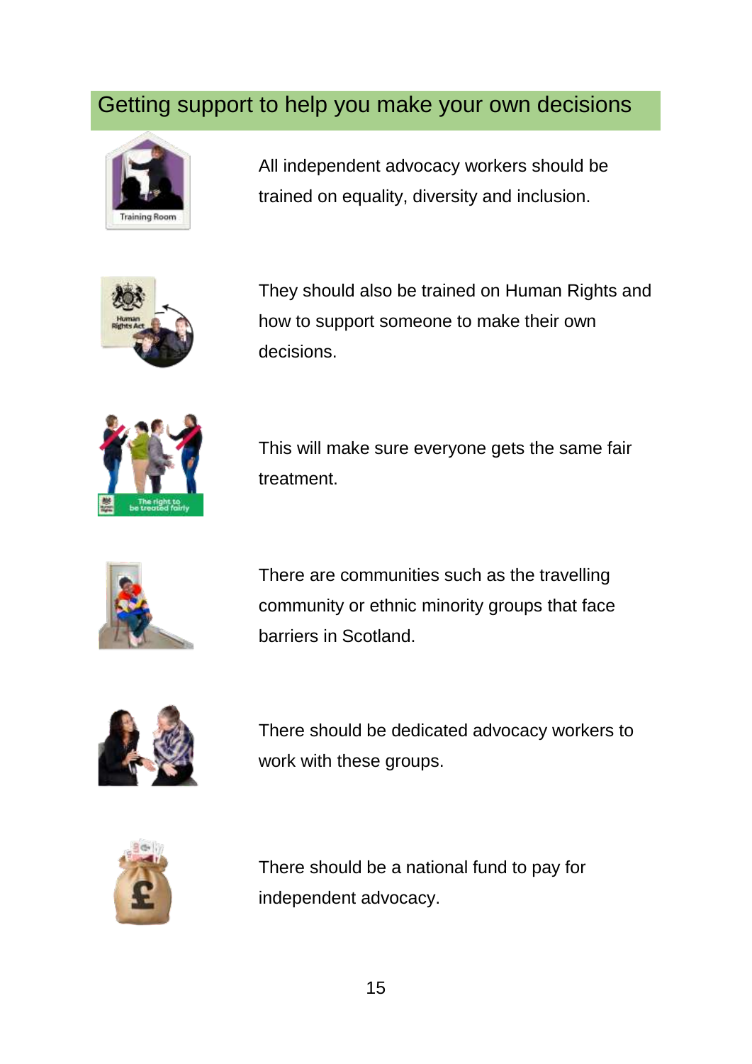## Getting support to help you make your own decisions

All independent advocacy workers should be trained on equality, diversity and inclusion.

They should also be trained on Human Rights and how to support someone to make their own decisions.

This will make sure everyone gets the same fair treatment.

There are communities such as the travelling community or ethnic minority groups that face barriers in Scotland.

There should be dedicated advocacy workers to work with these groups.

There should be a national fund to pay for independent advocacy.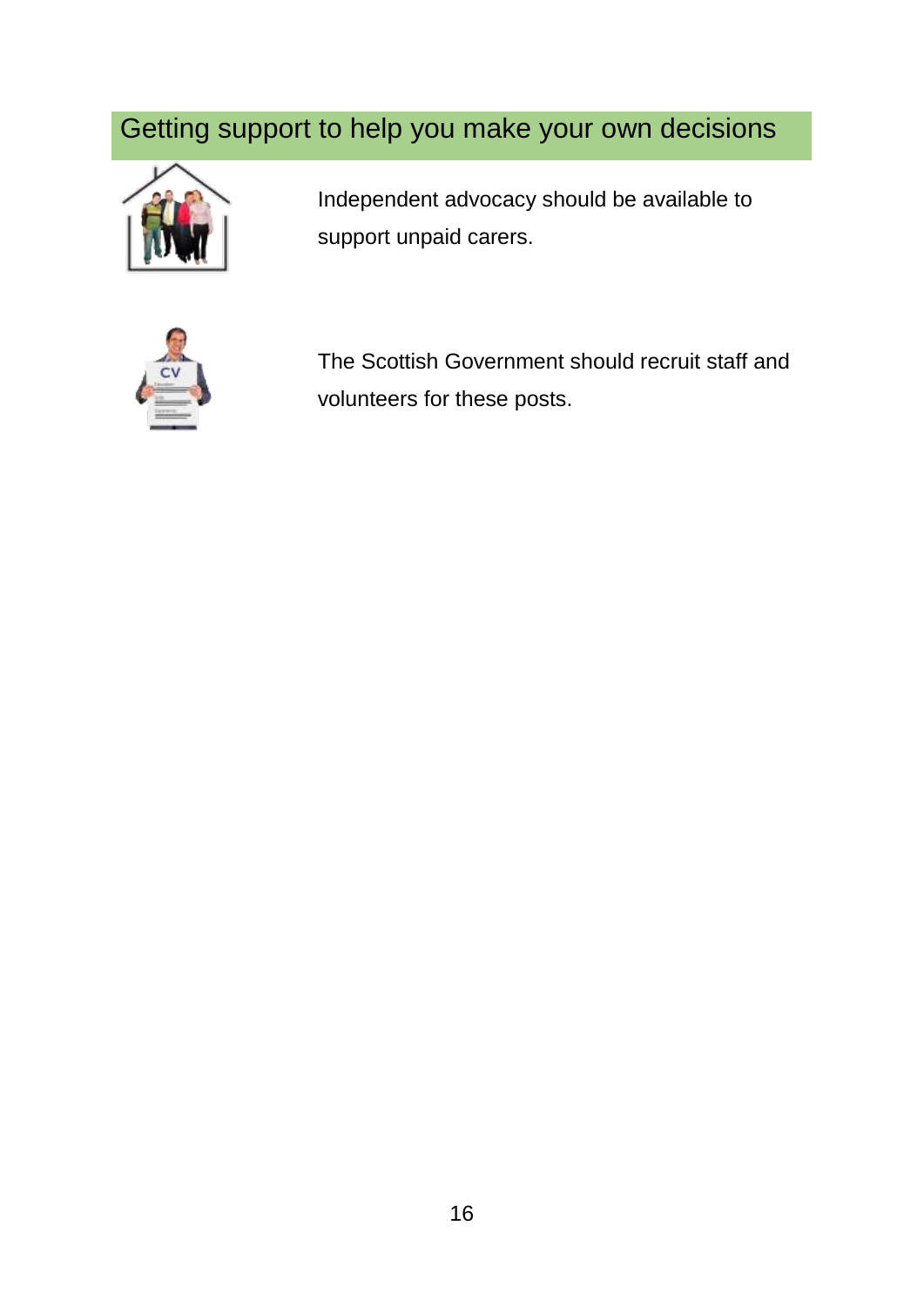## Getting support to help you make your own decisions

Independent advocacy should be available to support unpaid carers.

The Scottish Government should recruit staff and volunteers for these posts.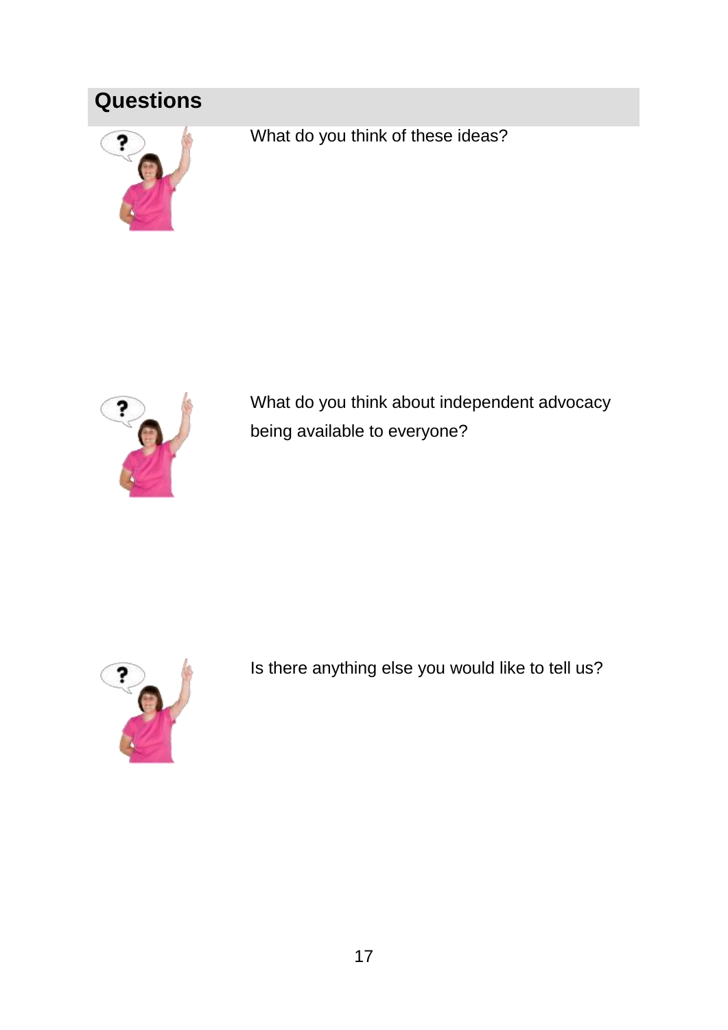## Questions

What do you think of these ideas?

What do you think about independent advocacy being available to everyone?

Is there anything else you would like to tell us?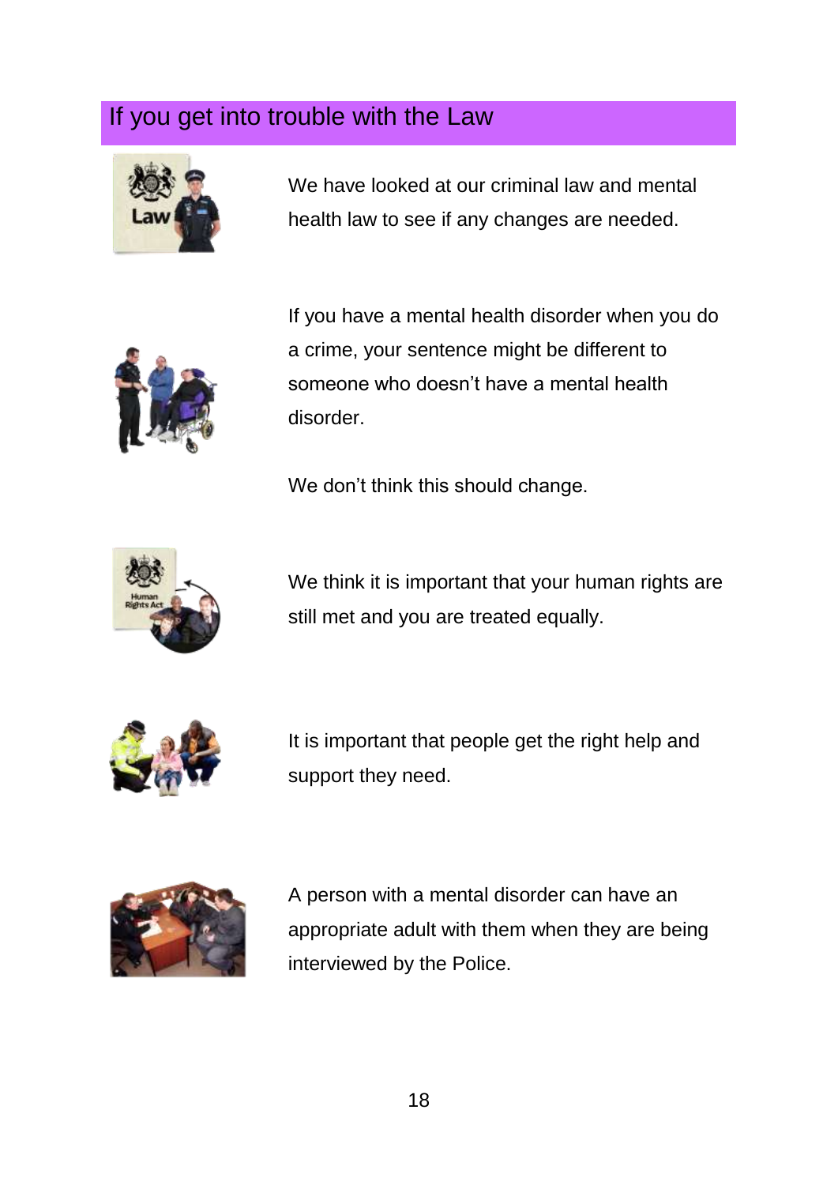## If you get into trouble with the Law

We have looked at our criminal law and mental health law to see if any changes are needed.

If you have a mental health disorder when you do a crime, your sentence might be different to someone who doesn't have a mental health disorder.

We don't think this should change.

We think it is important that your human rights are still met and you are treated equally.

It is important that people get the right help and support they need.

A person with a mental disorder can have an appropriate adult with them when they are being interviewed by the Police.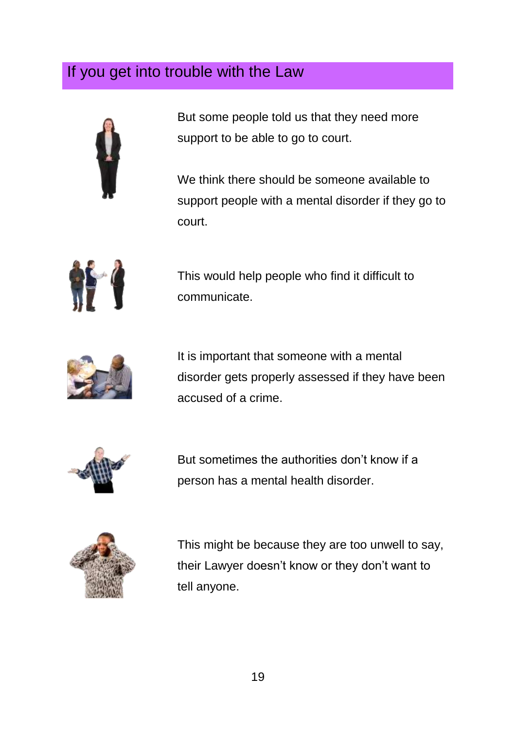## If you get into trouble with the Law

But some people told us that they need more support to be able to go to court.

We think there should be someone available to support people with a mental disorder if they go to court.

This would help people who find it difficult to communicate.

It is important that someone with a mental disorder gets properly assessed if they have been accused of a crime.

But sometimes the authorities don't know if a person has a mental health disorder.

This might be because they are too unwell to say, their Lawyer doesn't know or they don't want to tell anyone.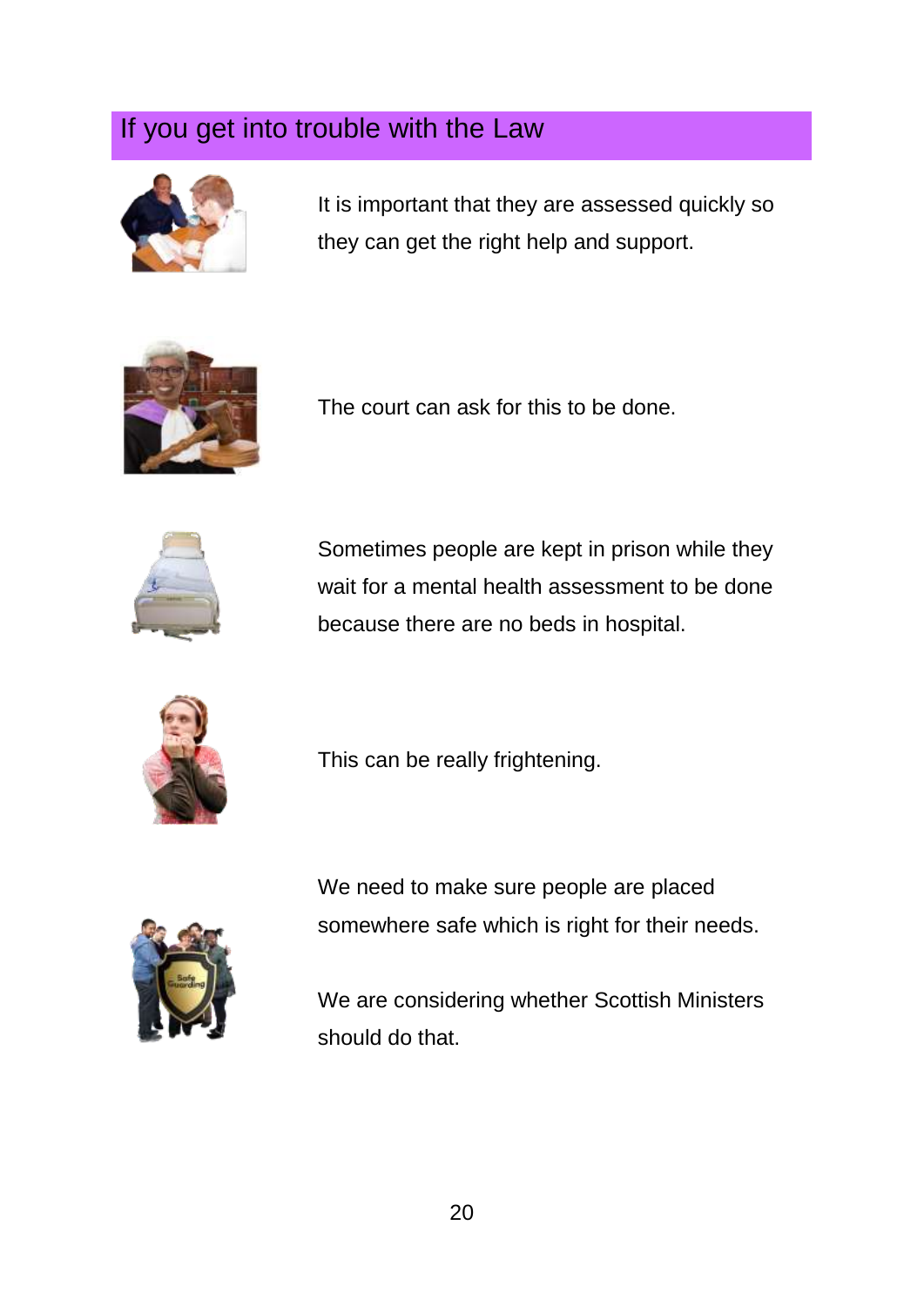## If you get into trouble with the Law

It is important that they are assessed quickly so they can get the right help and support.

The court can ask for this to be done.

Sometimes people are kept in prison while they wait for a mental health assessment to be done because there are no beds in hospital.

This can be really frightening.

We need to make sure people are placed somewhere safe which is right for their needs.

We are considering whether Scottish Ministers should do that.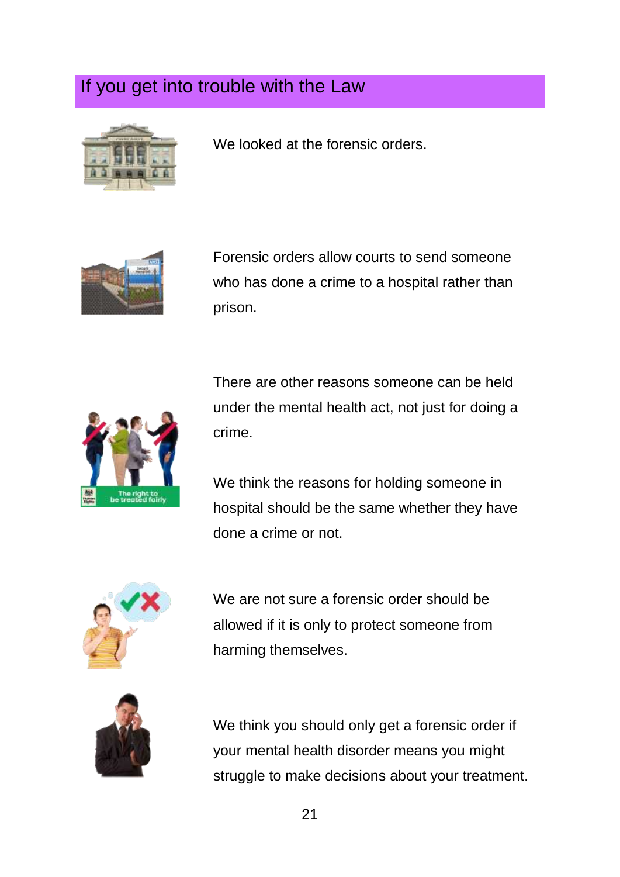## If you get into trouble with the Law

We looked at the forensic orders.

Forensic orders allow courts to send someone who has done a crime to a hospital rather than prison.

There are other reasons someone can be held under the mental health act, not just for doing a crime.

We think the reasons for holding someone in hospital should be the same whether they have done a crime or not.

We are not sure a forensic order should be allowed if it is only to protect someone from harming themselves.

We think you should only get a forensic order if your mental health disorder means you might struggle to make decisions about your treatment.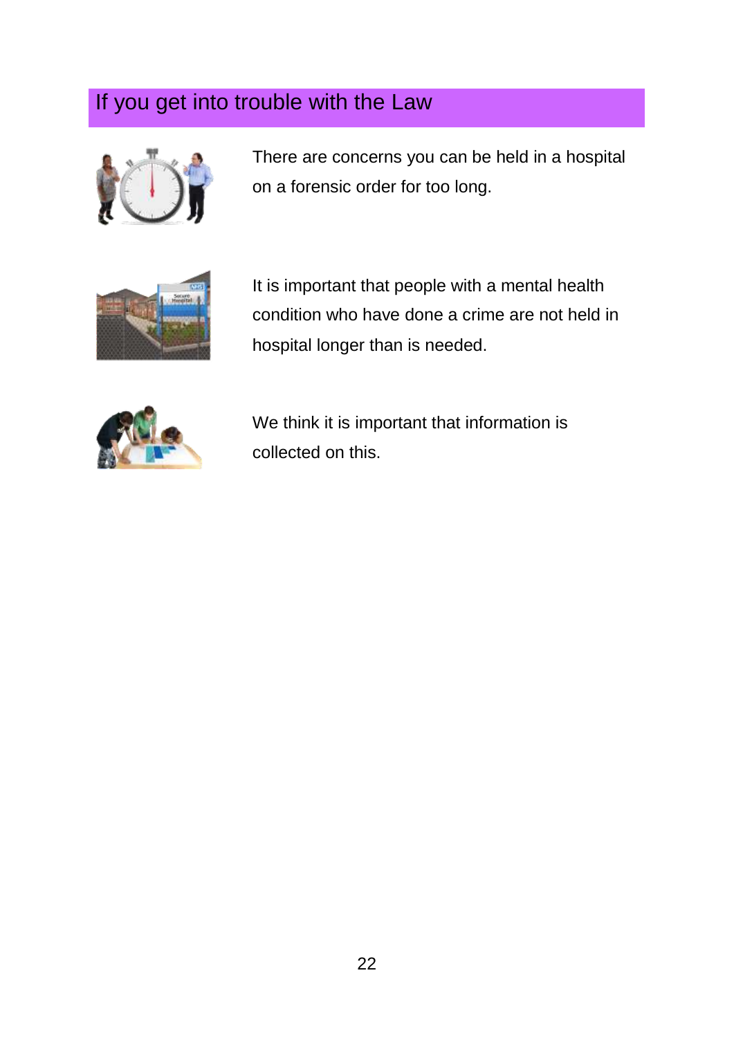## If you get into trouble with the Law

There are concerns you can be held in a hospital on a forensic order for too long.

It is important that people with a mental health condition who have done a crime are not held in hospital longer than is needed.

We think it is important that information is collected on this.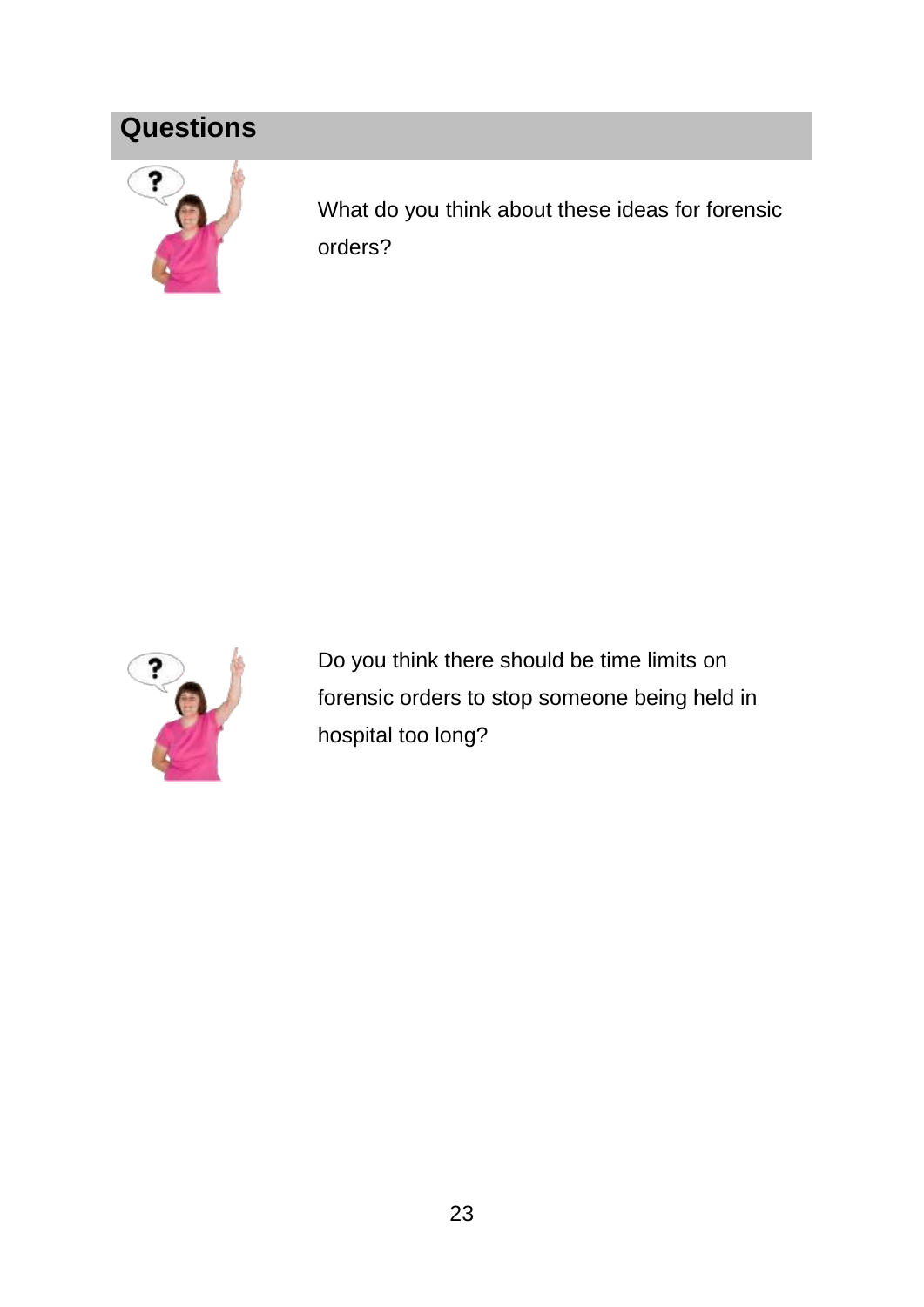## Questions

What do you think about these ideas for forensic orders?

Do you think there should be time limits on forensic orders to stop someone being held in hospital too long?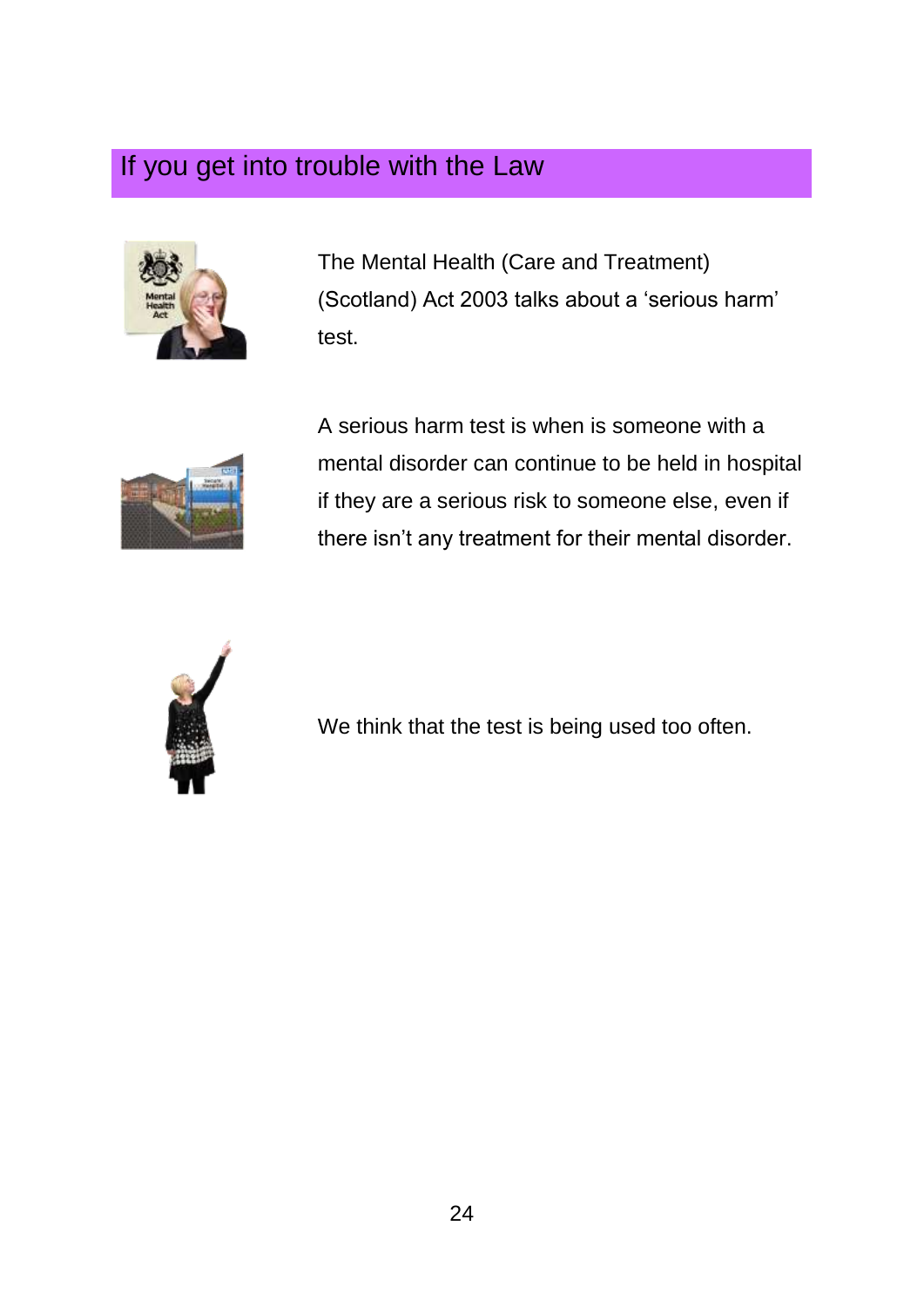# If you get into trouble with the Law

The Mental Health (Care and Treatment) (Scotland) Act 2003 talks about a 'serious harm' test.

A serious harm test is when is someone with a mental disorder can continue to be held in hospital if they are a serious risk to someone else, even if there isn't any treatment for their mental disorder.

We think that the test is being used too often.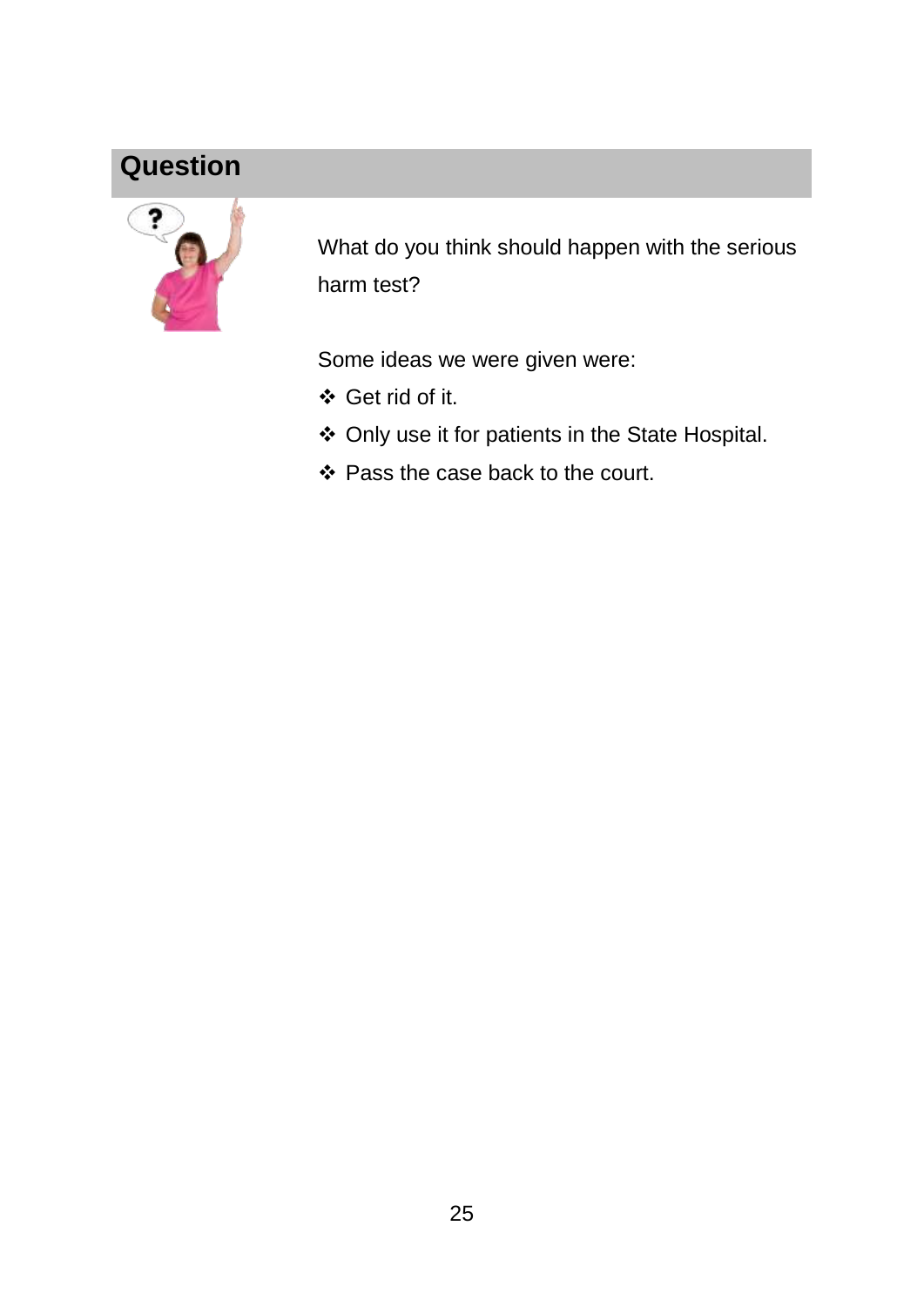## Question

What do you think should happen with the serious harm test?

Some ideas we were given were:

- Get rid of it.
- Only use it for patients in the State Hospital.
- Pass the case back to the court.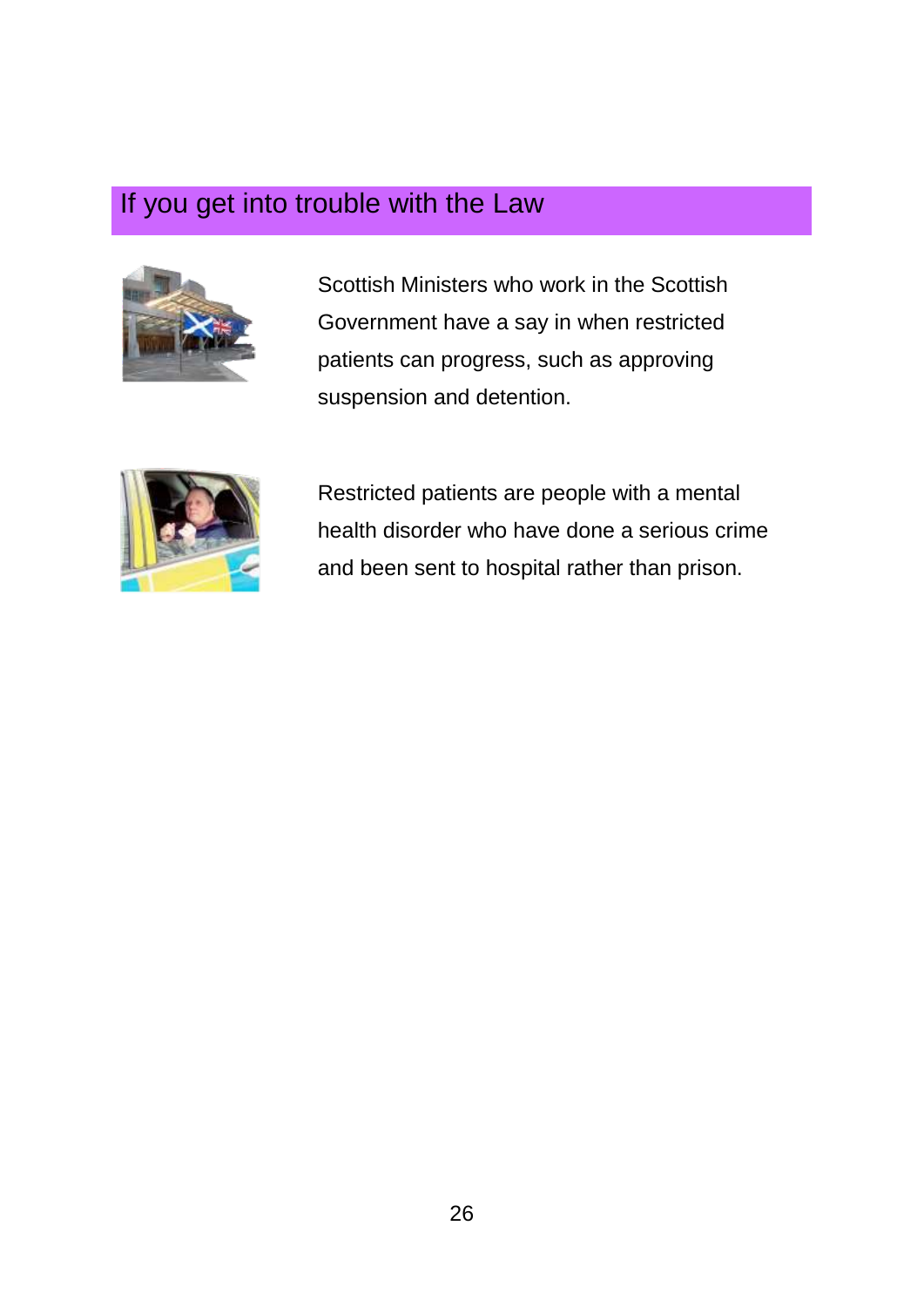## If you get into trouble with the Law

Scottish Ministers who work in the Scottish Government have a say in when restricted patients can progress, such as approving suspension and detention.

Restricted patients are people with a mental health disorder who have done a serious crime and been sent to hospital rather than prison.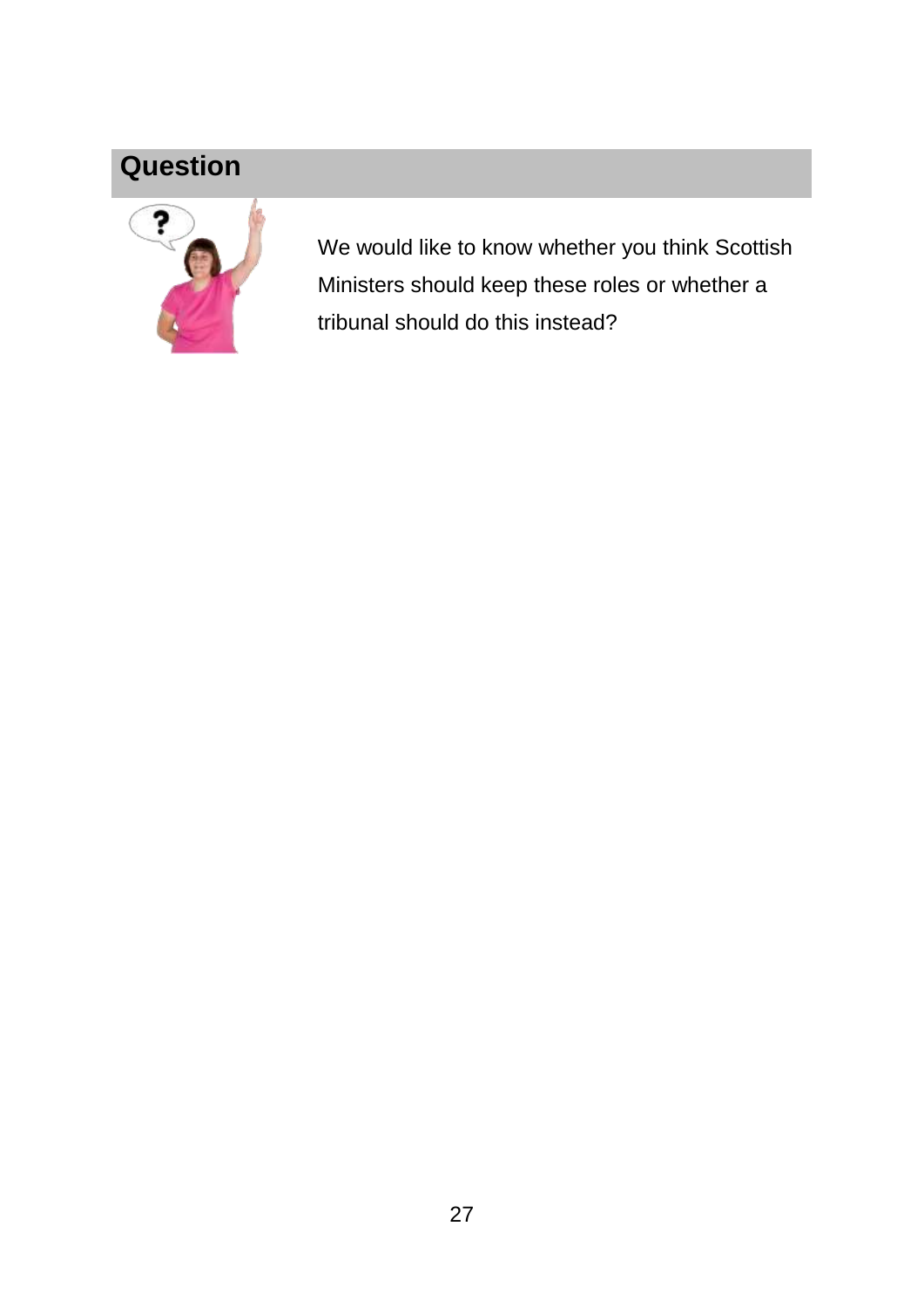## Question

We would like to know whether you think Scottish Ministers should keep these roles or whether a tribunal should do this instead?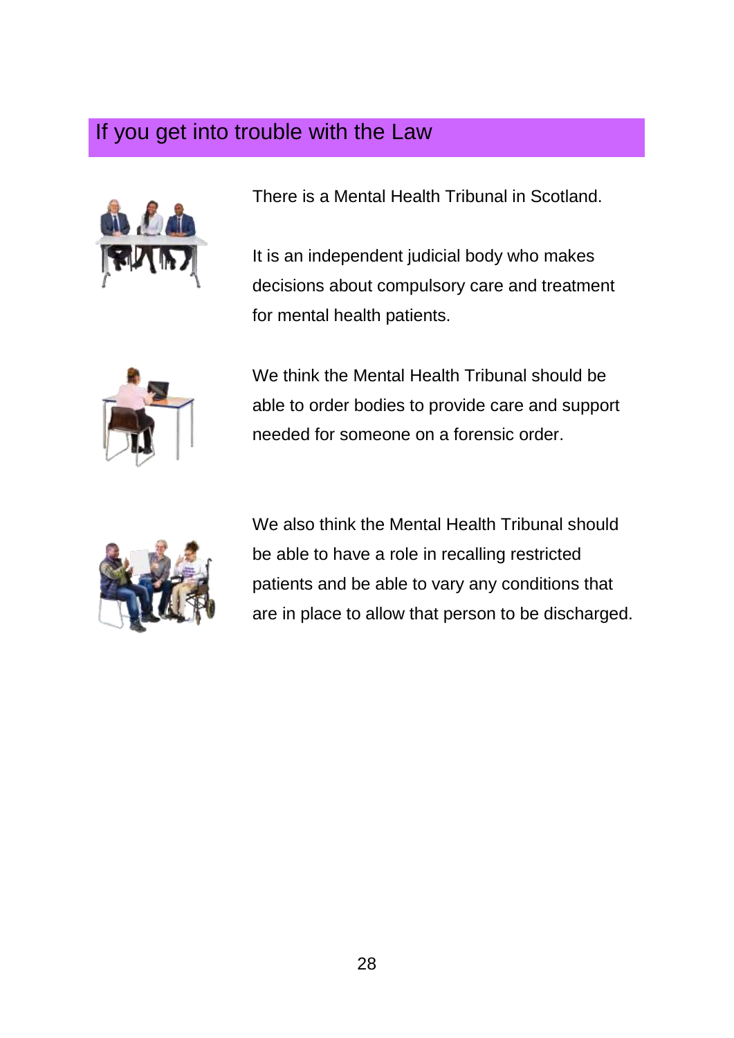## If you get into trouble with the Law

There is a Mental Health Tribunal in Scotland.

It is an independent judicial body who makes decisions about compulsory care and treatment for mental health patients.

We think the Mental Health Tribunal should be able to order bodies to provide care and support needed for someone on a forensic order.

We also think the Mental Health Tribunal should be able to have a role in recalling restricted patients and be able to vary any conditions that are in place to allow that person to be discharged.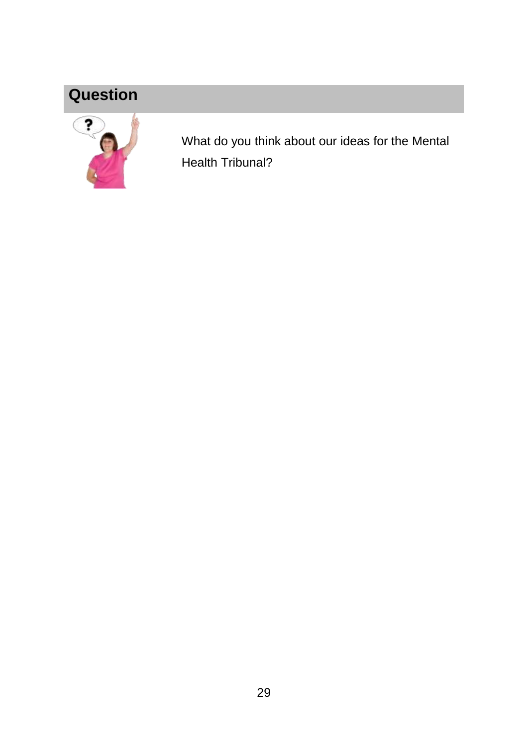## Question

What do you think about our ideas for the Mental Health Tribunal?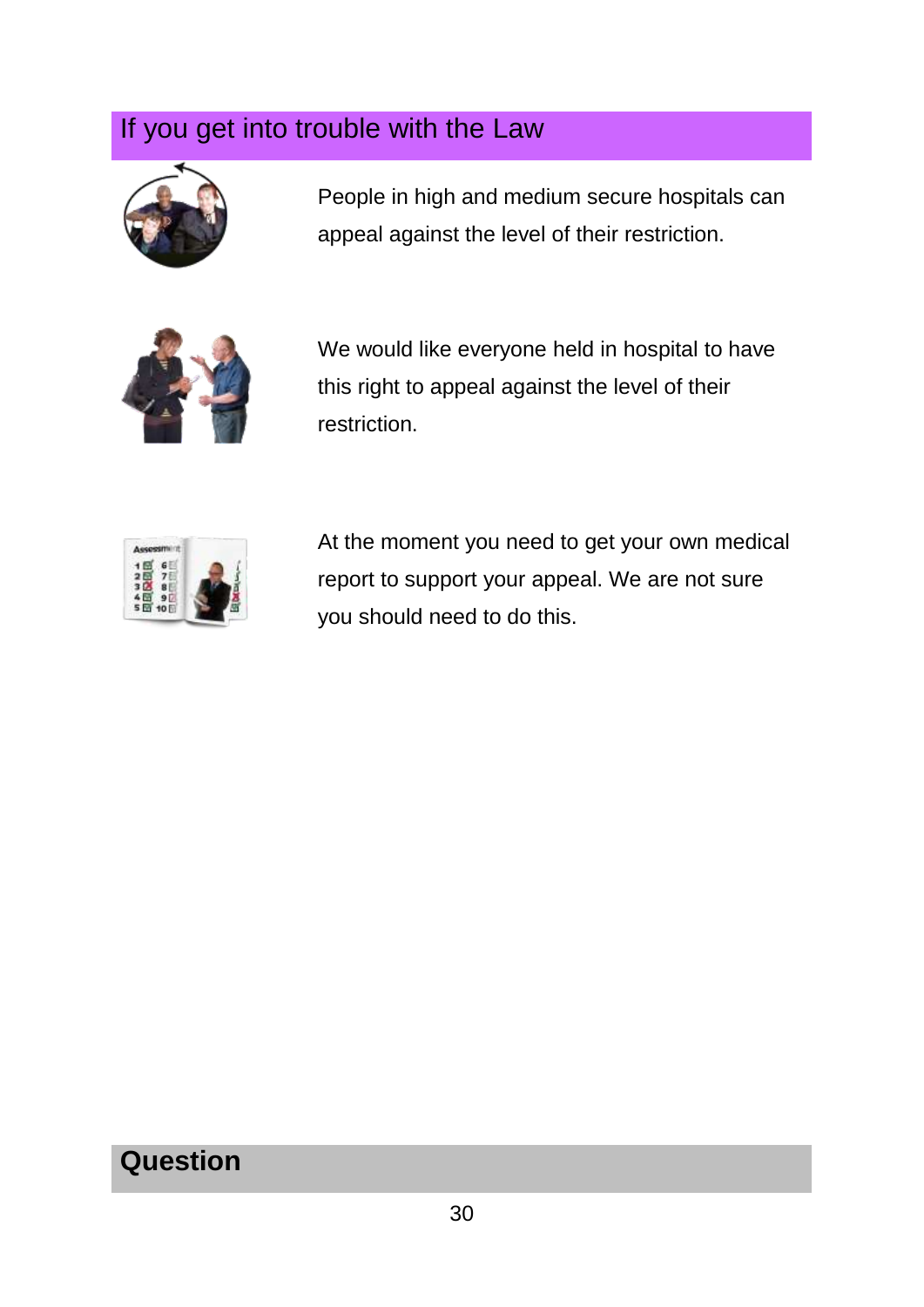## If you get into trouble with the Law

People in high and medium secure hospitals can appeal against the level of their restriction.

We would like everyone held in hospital to have this right to appeal against the level of their restriction.

At the moment you need to get your own medical report to support your appeal. We are not sure you should need to do this.

## Question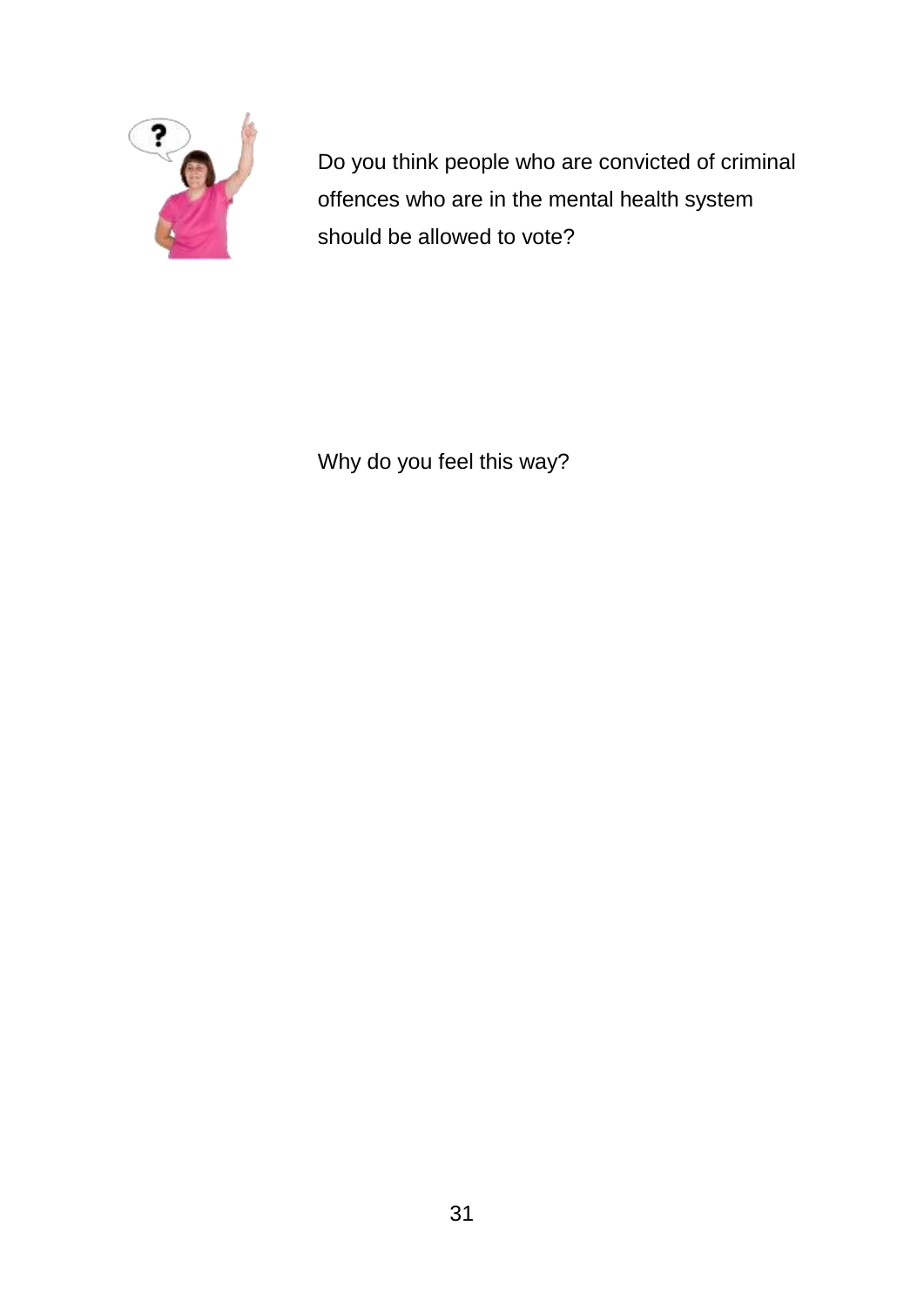Do you think people who are convicted of criminal offences who are in the mental health system should be allowed to vote?

Why do you feel this way?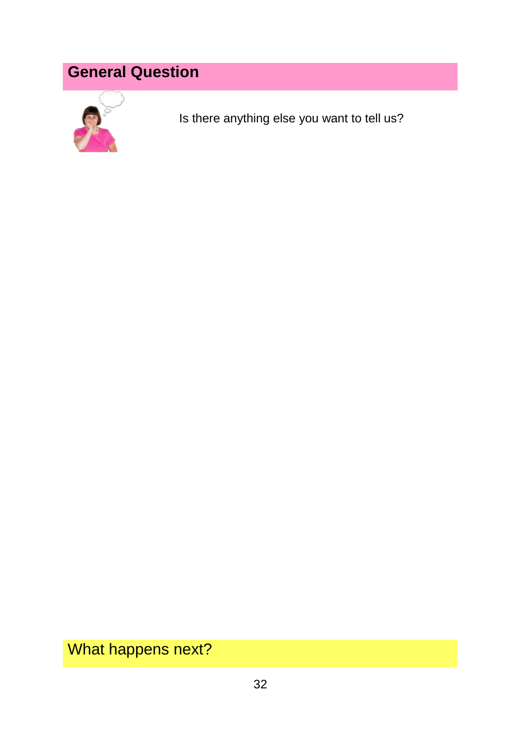## General Question

Is there anything else you want to tell us?

## What happens next?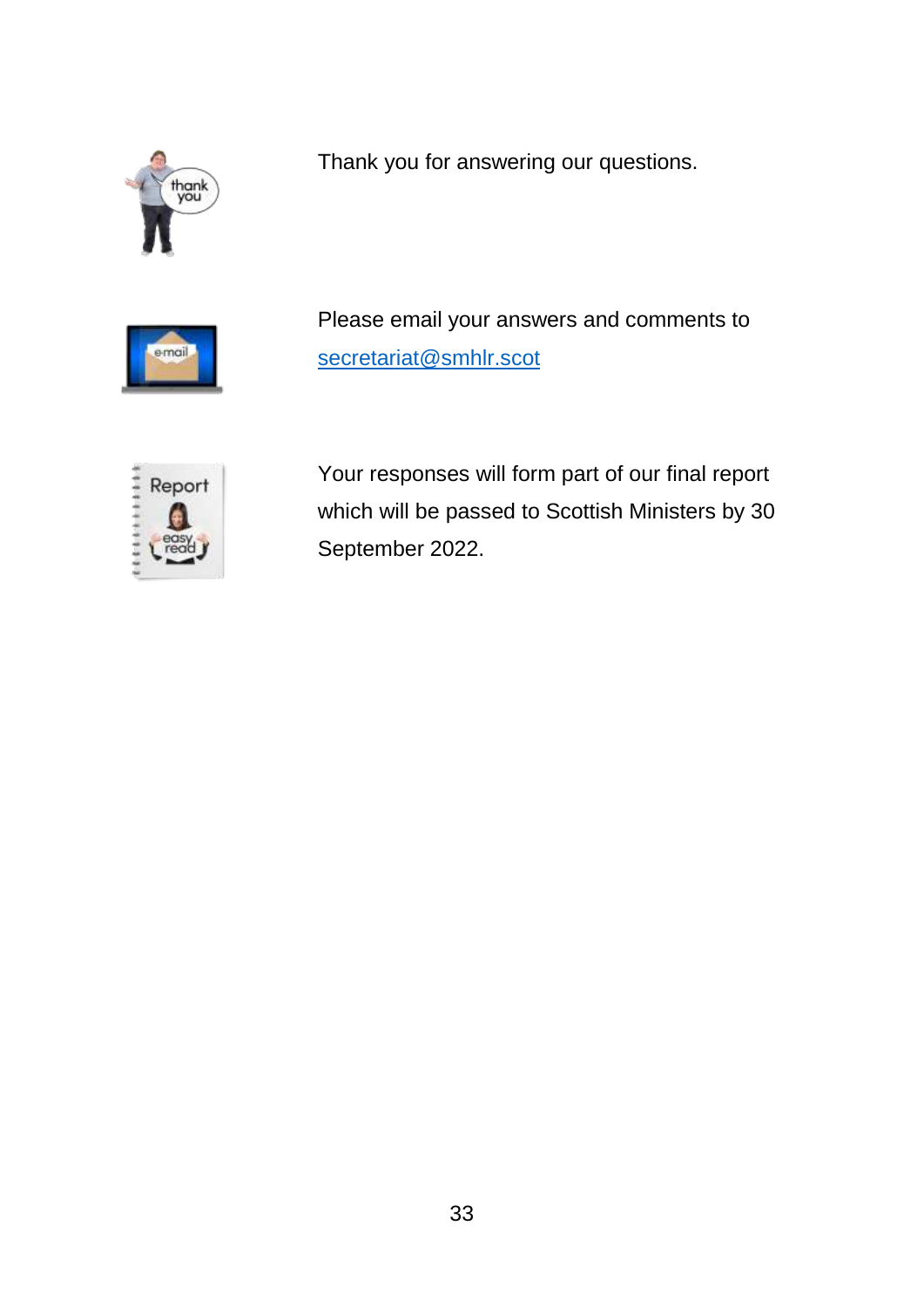Thank you for answering our questions.

Please email your answers and comments to secretariat@smhlr.scot

Your responses will form part of our final report which will be passed to Scottish Ministers by 30 September 2022.